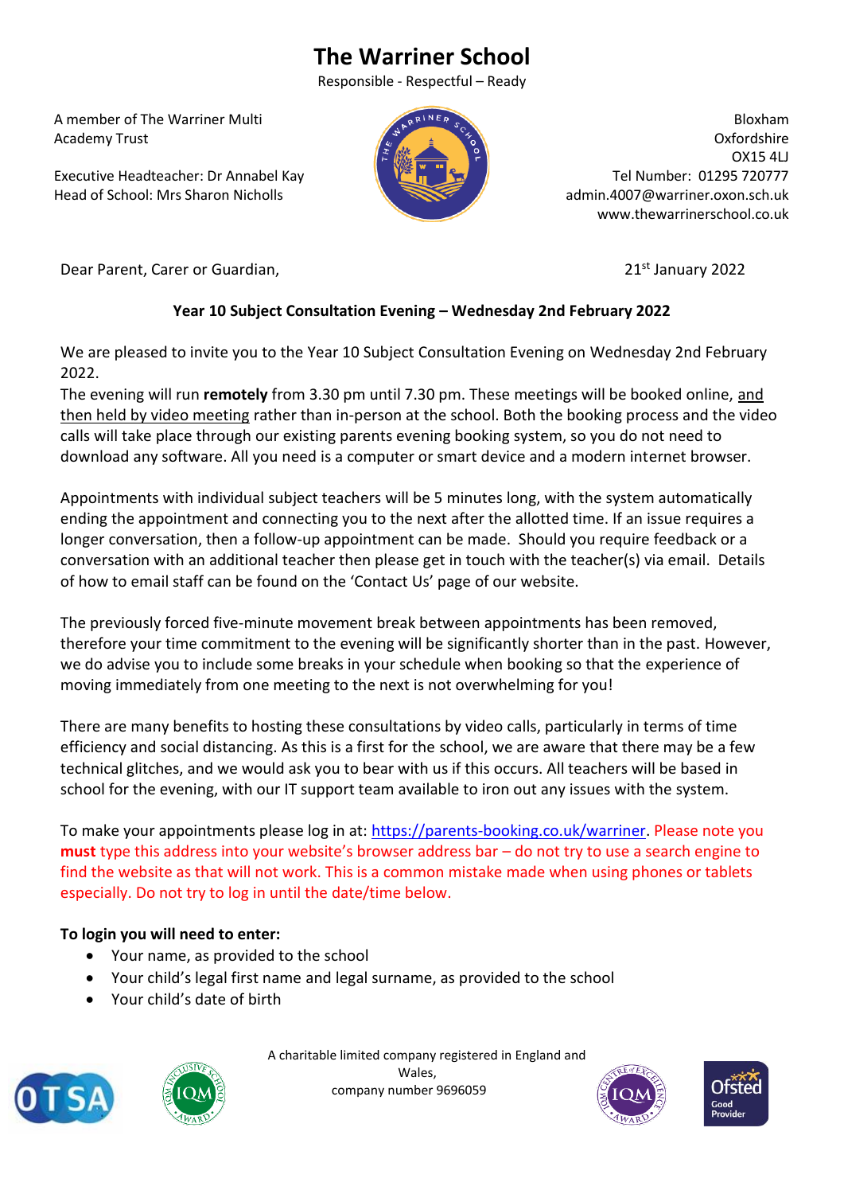# The Warriner School

Responsible - Respectful – Ready

A member of The Warriner Multi Academy Trust

Executive Headteacher: Dr Annabel Kay
Head of School: Mrs Sharon Nicholls

Bloxham
Oxfordshire
OX15 4LJ
Tel Number: 01295 720777
admin.4007@warriner.oxon.sch.uk
www.thewarrinerschool.co.uk

Dear Parent, Carer or Guardian,

21st January 2022

**Year 10 Subject Consultation Evening – Wednesday 2nd February 2022**

We are pleased to invite you to the Year 10 Subject Consultation Evening on Wednesday 2nd February 2022.
The evening will run **remotely** from 3.30 pm until 7.30 pm. These meetings will be booked online, and then held by video meeting rather than in-person at the school. Both the booking process and the video calls will take place through our existing parents evening booking system, so you do not need to download any software. All you need is a computer or smart device and a modern internet browser.

Appointments with individual subject teachers will be 5 minutes long, with the system automatically ending the appointment and connecting you to the next after the allotted time. If an issue requires a longer conversation, then a follow-up appointment can be made. Should you require feedback or a conversation with an additional teacher then please get in touch with the teacher(s) via email. Details of how to email staff can be found on the 'Contact Us' page of our website.

The previously forced five-minute movement break between appointments has been removed, therefore your time commitment to the evening will be significantly shorter than in the past. However, we do advise you to include some breaks in your schedule when booking so that the experience of moving immediately from one meeting to the next is not overwhelming for you!

There are many benefits to hosting these consultations by video calls, particularly in terms of time efficiency and social distancing. As this is a first for the school, we are aware that there may be a few technical glitches, and we would ask you to bear with us if this occurs. All teachers will be based in school for the evening, with our IT support team available to iron out any issues with the system.

To make your appointments please log in at: https://parents-booking.co.uk/warriner. Please note you **must** type this address into your website's browser address bar – do not try to use a search engine to find the website as that will not work. This is a common mistake made when using phones or tablets especially. Do not try to log in until the date/time below.

**To login you will need to enter:**

- Your name, as provided to the school
- Your child's legal first name and legal surname, as provided to the school
- Your child's date of birth

A charitable limited company registered in England and Wales,
company number 9696059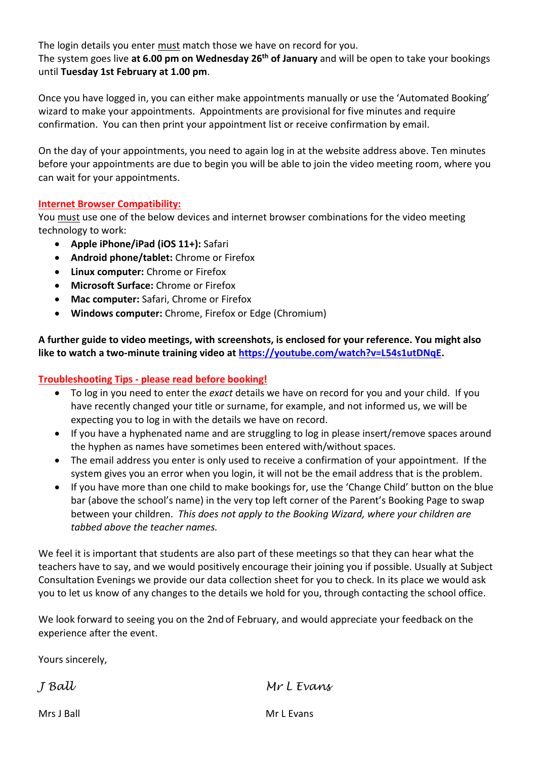The login details you enter <u>must</u> match those we have on record for you.
The system goes live **at 6.00 pm on Wednesday 26th of January** and will be open to take your bookings until **Tuesday 1st February at 1.00 pm**.

Once you have logged in, you can either make appointments manually or use the 'Automated Booking' wizard to make your appointments. Appointments are provisional for five minutes and require confirmation. You can then print your appointment list or receive confirmation by email.

On the day of your appointments, you need to again log in at the website address above. Ten minutes before your appointments are due to begin you will be able to join the video meeting room, where you can wait for your appointments.

<u>**Internet Browser Compatibility:**</u>

You <u>must</u> use one of the below devices and internet browser combinations for the video meeting technology to work:

- **Apple iPhone/iPad (iOS 11+):** Safari
- **Android phone/tablet:** Chrome or Firefox
- **Linux computer:** Chrome or Firefox
- **Microsoft Surface:** Chrome or Firefox
- **Mac computer:** Safari, Chrome or Firefox
- **Windows computer:** Chrome, Firefox or Edge (Chromium)

**A further guide to video meetings, with screenshots, is enclosed for your reference. You might also like to watch a two-minute training video at [https://youtube.com/watch?v=L54s1utDNqE](https://youtube.com/watch?v=L54s1utDNqE).**

<u>**Troubleshooting Tips - please read before booking!**</u>

- To log in you need to enter the *exact* details we have on record for you and your child. If you have recently changed your title or surname, for example, and not informed us, we will be expecting you to log in with the details we have on record.
- If you have a hyphenated name and are struggling to log in please insert/remove spaces around the hyphen as names have sometimes been entered with/without spaces.
- The email address you enter is only used to receive a confirmation of your appointment. If the system gives you an error when you login, it will not be the email address that is the problem.
- If you have more than one child to make bookings for, use the 'Change Child' button on the blue bar (above the school's name) in the very top left corner of the Parent's Booking Page to swap between your children. *This does not apply to the Booking Wizard, where your children are tabbed above the teacher names.*

We feel it is important that students are also part of these meetings so that they can hear what the teachers have to say, and we would positively encourage their joining you if possible. Usually at Subject Consultation Evenings we provide our data collection sheet for you to check. In its place we would ask you to let us know of any changes to the details we hold for you, through contacting the school office.

We look forward to seeing you on the 2nd of February, and would appreciate your feedback on the experience after the event.

Yours sincerely,

*J Ball*

Mrs J Ball

*Mr L Evans*

Mr L Evans